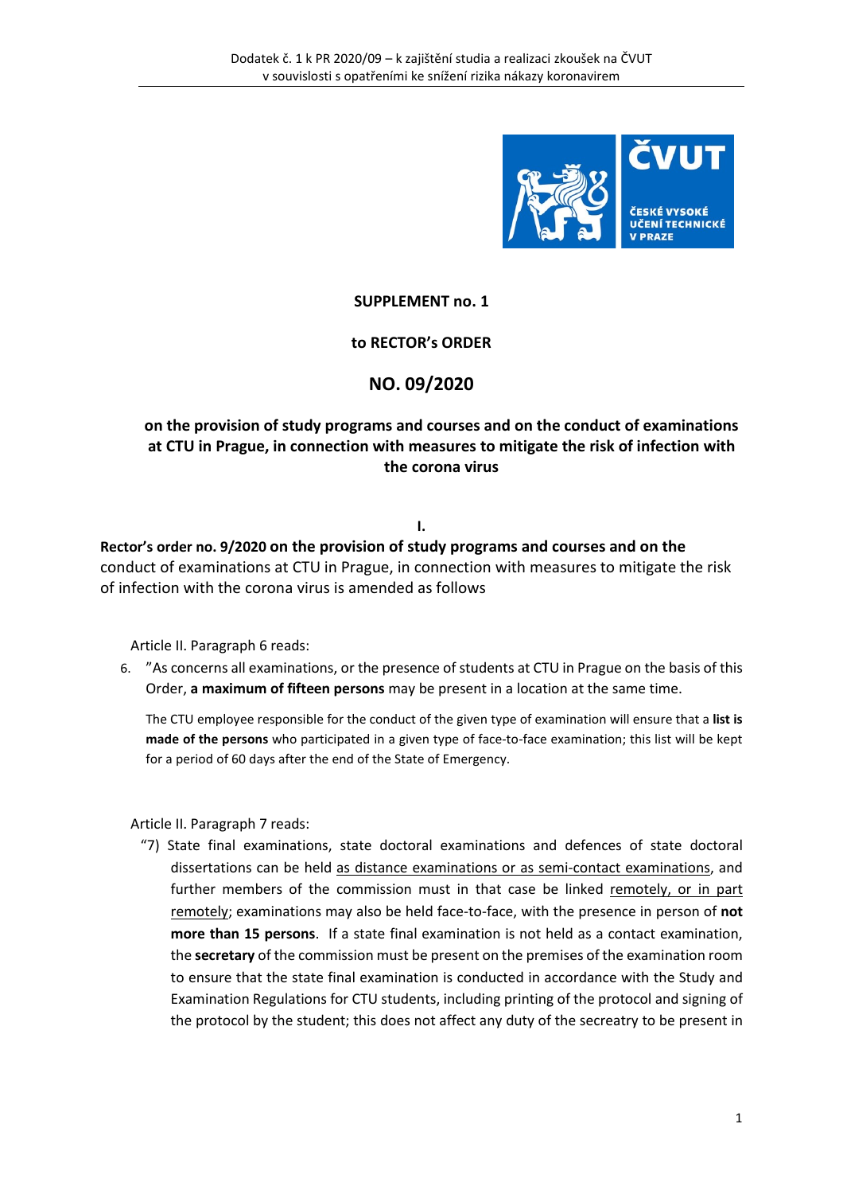**SUPPLEMENT no. 1**

**to RECTOR's ORDER**

# NO. 09/2020

**on the provision of study programs and courses and on the conduct of examinations at CTU in Prague, in connection with measures to mitigate the risk of infection with the corona virus**

**I.**

**Rector's order no. 9/2020 on the provision of study programs and courses and on the** conduct of examinations at CTU in Prague, in connection with measures to mitigate the risk of infection with the corona virus is amended as follows

Article II. Paragraph 6 reads:

6. "As concerns all examinations, or the presence of students at CTU in Prague on the basis of this Order, **a maximum of fifteen persons** may be present in a location at the same time.

   The CTU employee responsible for the conduct of the given type of examination will ensure that a **list is made of the persons** who participated in a given type of face-to-face examination; this list will be kept for a period of 60 days after the end of the State of Emergency.

Article II. Paragraph 7 reads:

"7) State final examinations, state doctoral examinations and defences of state doctoral dissertations can be held <u>as distance examinations or as semi-contact examinations</u>, and further members of the commission must in that case be linked <u>remotely, or in part remotely</u>; examinations may also be held face-to-face, with the presence in person of **not more than 15 persons**. If a state final examination is not held as a contact examination, the **secretary** of the commission must be present on the premises of the examination room to ensure that the state final examination is conducted in accordance with the Study and Examination Regulations for CTU students, including printing of the protocol and signing of the protocol by the student; this does not affect any duty of the secreatry to be present in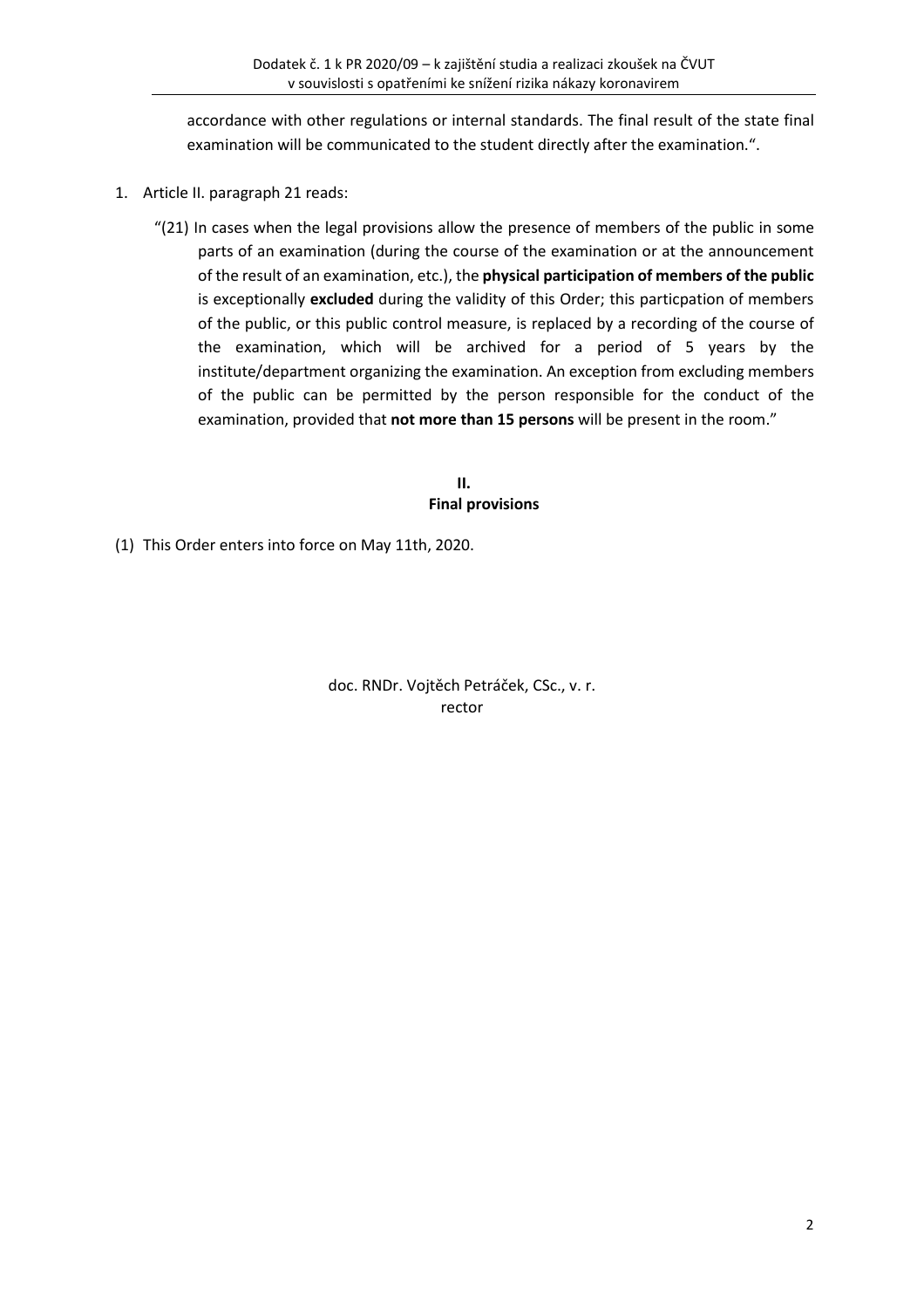accordance with other regulations or internal standards. The final result of the state final examination will be communicated to the student directly after the examination.".

1. Article II. paragraph 21 reads:

   "(21) In cases when the legal provisions allow the presence of members of the public in some parts of an examination (during the course of the examination or at the announcement of the result of an examination, etc.), the **physical participation of members of the public** is exceptionally **excluded** during the validity of this Order; this particpation of members of the public, or this public control measure, is replaced by a recording of the course of the examination, which will be archived for a period of 5 years by the institute/department organizing the examination. An exception from excluding members of the public can be permitted by the person responsible for the conduct of the examination, provided that **not more than 15 persons** will be present in the room."

## II.
## Final provisions

(1) This Order enters into force on May 11th, 2020.

doc. RNDr. Vojtěch Petráček, CSc., v. r.
rector